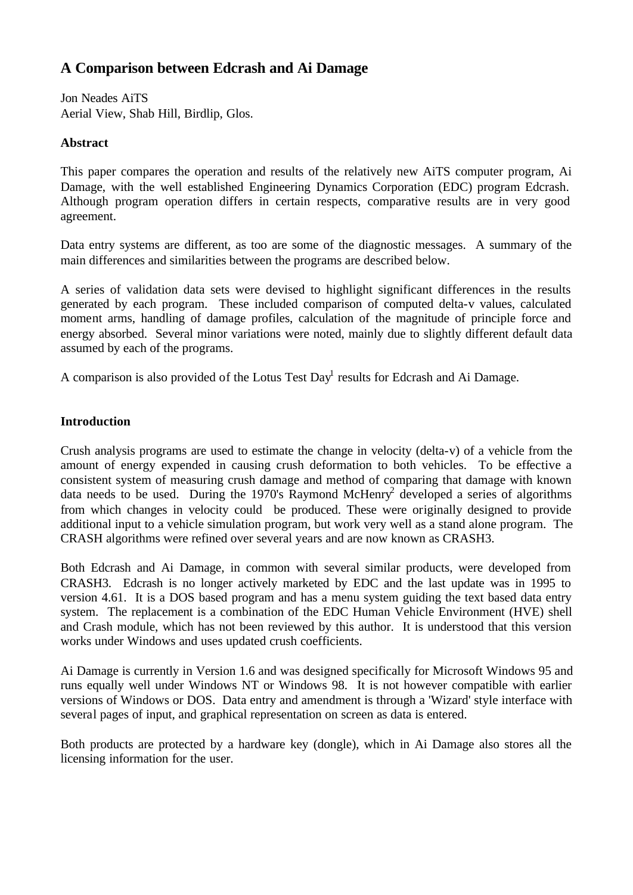# A Comparison between Edcrash and Ai Damage

Jon Neades AiTS
Aerial View, Shab Hill, Birdlip, Glos.

### Abstract

This paper compares the operation and results of the relatively new AiTS computer program, Ai Damage, with the well established Engineering Dynamics Corporation (EDC) program Edcrash. Although program operation differs in certain respects, comparative results are in very good agreement.

Data entry systems are different, as too are some of the diagnostic messages. A summary of the main differences and similarities between the programs are described below.

A series of validation data sets were devised to highlight significant differences in the results generated by each program. These included comparison of computed delta-v values, calculated moment arms, handling of damage profiles, calculation of the magnitude of principle force and energy absorbed. Several minor variations were noted, mainly due to slightly different default data assumed by each of the programs.

A comparison is also provided of the Lotus Test Day[1] results for Edcrash and Ai Damage.

### Introduction

Crush analysis programs are used to estimate the change in velocity (delta-v) of a vehicle from the amount of energy expended in causing crush deformation to both vehicles. To be effective a consistent system of measuring crush damage and method of comparing that damage with known data needs to be used. During the 1970's Raymond McHenry[2] developed a series of algorithms from which changes in velocity could be produced. These were originally designed to provide additional input to a vehicle simulation program, but work very well as a stand alone program. The CRASH algorithms were refined over several years and are now known as CRASH3.

Both Edcrash and Ai Damage, in common with several similar products, were developed from CRASH3. Edcrash is no longer actively marketed by EDC and the last update was in 1995 to version 4.61. It is a DOS based program and has a menu system guiding the text based data entry system. The replacement is a combination of the EDC Human Vehicle Environment (HVE) shell and Crash module, which has not been reviewed by this author. It is understood that this version works under Windows and uses updated crush coefficients.

Ai Damage is currently in Version 1.6 and was designed specifically for Microsoft Windows 95 and runs equally well under Windows NT or Windows 98. It is not however compatible with earlier versions of Windows or DOS. Data entry and amendment is through a 'Wizard' style interface with several pages of input, and graphical representation on screen as data is entered.

Both products are protected by a hardware key (dongle), which in Ai Damage also stores all the licensing information for the user.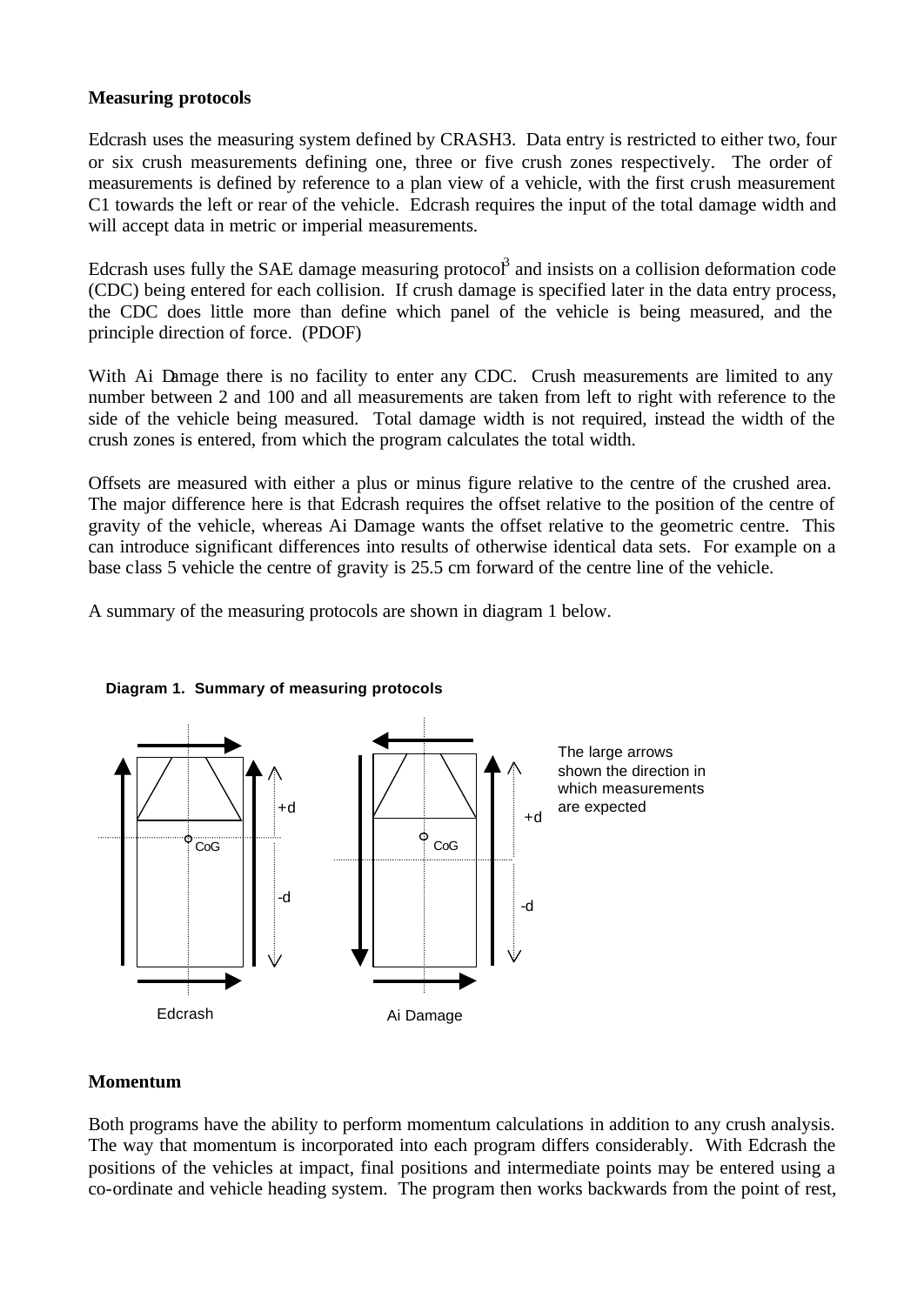**Measuring protocols**

Edcrash uses the measuring system defined by CRASH3. Data entry is restricted to either two, four or six crush measurements defining one, three or five crush zones respectively. The order of measurements is defined by reference to a plan view of a vehicle, with the first crush measurement C1 towards the left or rear of the vehicle. Edcrash requires the input of the total damage width and will accept data in metric or imperial measurements.

Edcrash uses fully the SAE damage measuring protocol[3] and insists on a collision deformation code (CDC) being entered for each collision. If crush damage is specified later in the data entry process, the CDC does little more than define which panel of the vehicle is being measured, and the principle direction of force. (PDOF)

With Ai Damage there is no facility to enter any CDC. Crush measurements are limited to any number between 2 and 100 and all measurements are taken from left to right with reference to the side of the vehicle being measured. Total damage width is not required, instead the width of the crush zones is entered, from which the program calculates the total width.

Offsets are measured with either a plus or minus figure relative to the centre of the crushed area. The major difference here is that Edcrash requires the offset relative to the position of the centre of gravity of the vehicle, whereas Ai Damage wants the offset relative to the geometric centre. This can introduce significant differences into results of otherwise identical data sets. For example on a base class 5 vehicle the centre of gravity is 25.5 cm forward of the centre line of the vehicle.

A summary of the measuring protocols are shown in diagram 1 below.

**Diagram 1. Summary of measuring protocols**

+d
-d
CoG
Edcrash

+d
-d
CoG
Ai Damage

The large arrows shown the direction in which measurements are expected

**Momentum**

Both programs have the ability to perform momentum calculations in addition to any crush analysis. The way that momentum is incorporated into each program differs considerably. With Edcrash the positions of the vehicles at impact, final positions and intermediate points may be entered using a co-ordinate and vehicle heading system. The program then works backwards from the point of rest,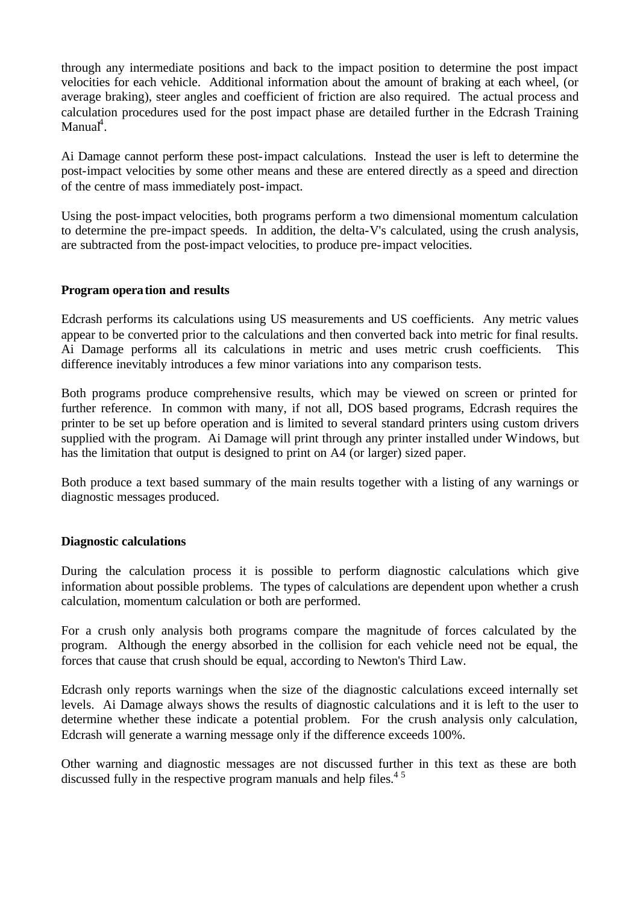through any intermediate positions and back to the impact position to determine the post impact velocities for each vehicle. Additional information about the amount of braking at each wheel, (or average braking), steer angles and coefficient of friction are also required. The actual process and calculation procedures used for the post impact phase are detailed further in the Edcrash Training Manual[4].

Ai Damage cannot perform these post-impact calculations. Instead the user is left to determine the post-impact velocities by some other means and these are entered directly as a speed and direction of the centre of mass immediately post-impact.

Using the post-impact velocities, both programs perform a two dimensional momentum calculation to determine the pre-impact speeds. In addition, the delta-V's calculated, using the crush analysis, are subtracted from the post-impact velocities, to produce pre-impact velocities.

**Program operation and results**

Edcrash performs its calculations using US measurements and US coefficients. Any metric values appear to be converted prior to the calculations and then converted back into metric for final results. Ai Damage performs all its calculations in metric and uses metric crush coefficients. This difference inevitably introduces a few minor variations into any comparison tests.

Both programs produce comprehensive results, which may be viewed on screen or printed for further reference. In common with many, if not all, DOS based programs, Edcrash requires the printer to be set up before operation and is limited to several standard printers using custom drivers supplied with the program. Ai Damage will print through any printer installed under Windows, but has the limitation that output is designed to print on A4 (or larger) sized paper.

Both produce a text based summary of the main results together with a listing of any warnings or diagnostic messages produced.

**Diagnostic calculations**

During the calculation process it is possible to perform diagnostic calculations which give information about possible problems. The types of calculations are dependent upon whether a crush calculation, momentum calculation or both are performed.

For a crush only analysis both programs compare the magnitude of forces calculated by the program. Although the energy absorbed in the collision for each vehicle need not be equal, the forces that cause that crush should be equal, according to Newton's Third Law.

Edcrash only reports warnings when the size of the diagnostic calculations exceed internally set levels. Ai Damage always shows the results of diagnostic calculations and it is left to the user to determine whether these indicate a potential problem. For the crush analysis only calculation, Edcrash will generate a warning message only if the difference exceeds 100%.

Other warning and diagnostic messages are not discussed further in this text as these are both discussed fully in the respective program manuals and help files.[4,5]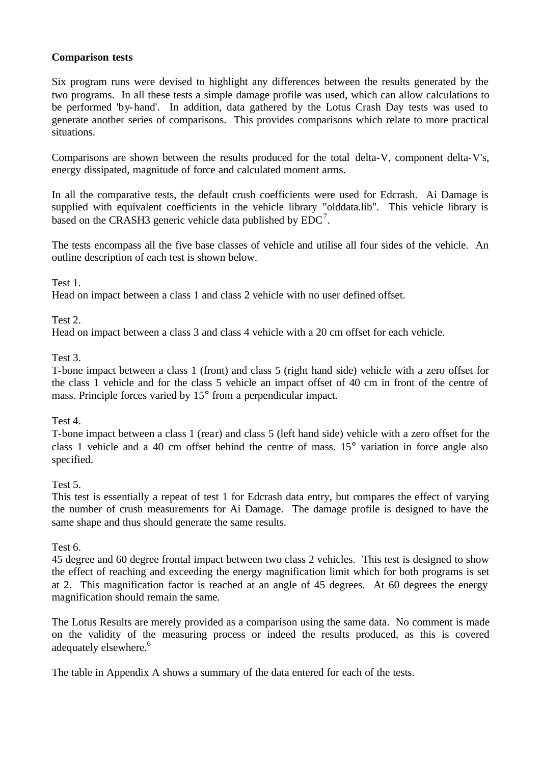**Comparison tests**

Six program runs were devised to highlight any differences between the results generated by the two programs. In all these tests a simple damage profile was used, which can allow calculations to be performed 'by-hand'. In addition, data gathered by the Lotus Crash Day tests was used to generate another series of comparisons. This provides comparisons which relate to more practical situations.

Comparisons are shown between the results produced for the total delta-V, component delta-V's, energy dissipated, magnitude of force and calculated moment arms.

In all the comparative tests, the default crush coefficients were used for Edcrash. Ai Damage is supplied with equivalent coefficients in the vehicle library "olddata.lib". This vehicle library is based on the CRASH3 generic vehicle data published by EDC[7].

The tests encompass all the five base classes of vehicle and utilise all four sides of the vehicle. An outline description of each test is shown below.

Test 1.
Head on impact between a class 1 and class 2 vehicle with no user defined offset.

Test 2.
Head on impact between a class 3 and class 4 vehicle with a 20 cm offset for each vehicle.

Test 3.
T-bone impact between a class 1 (front) and class 5 (right hand side) vehicle with a zero offset for the class 1 vehicle and for the class 5 vehicle an impact offset of 40 cm in front of the centre of mass. Principle forces varied by 15° from a perpendicular impact.

Test 4.
T-bone impact between a class 1 (rear) and class 5 (left hand side) vehicle with a zero offset for the class 1 vehicle and a 40 cm offset behind the centre of mass. 15° variation in force angle also specified.

Test 5.
This test is essentially a repeat of test 1 for Edcrash data entry, but compares the effect of varying the number of crush measurements for Ai Damage. The damage profile is designed to have the same shape and thus should generate the same results.

Test 6.
45 degree and 60 degree frontal impact between two class 2 vehicles. This test is designed to show the effect of reaching and exceeding the energy magnification limit which for both programs is set at 2. This magnification factor is reached at an angle of 45 degrees. At 60 degrees the energy magnification should remain the same.

The Lotus Results are merely provided as a comparison using the same data. No comment is made on the validity of the measuring process or indeed the results produced, as this is covered adequately elsewhere.[6]

The table in Appendix A shows a summary of the data entered for each of the tests.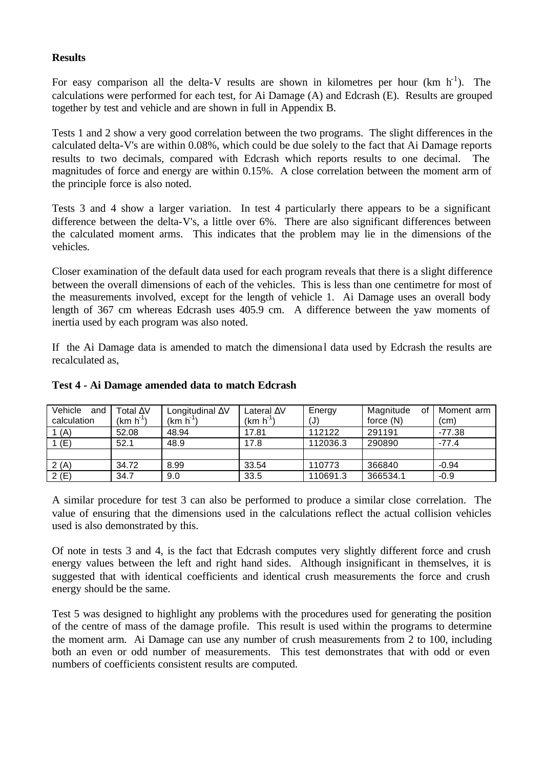**Results**

For easy comparison all the delta-V results are shown in kilometres per hour (km $h^{-1}$). The calculations were performed for each test, for Ai Damage (A) and Edcrash (E). Results are grouped together by test and vehicle and are shown in full in Appendix B.

Tests 1 and 2 show a very good correlation between the two programs. The slight differences in the calculated delta-V's are within 0.08%, which could be due solely to the fact that Ai Damage reports results to two decimals, compared with Edcrash which reports results to one decimal. The magnitudes of force and energy are within 0.15%. A close correlation between the moment arm of the principle force is also noted.

Tests 3 and 4 show a larger variation. In test 4 particularly there appears to be a significant difference between the delta-V's, a little over 6%. There are also significant differences between the calculated moment arms. This indicates that the problem may lie in the dimensions of the vehicles.

Closer examination of the default data used for each program reveals that there is a slight difference between the overall dimensions of each of the vehicles. This is less than one centimetre for most of the measurements involved, except for the length of vehicle 1. Ai Damage uses an overall body length of 367 cm whereas Edcrash uses 405.9 cm. A difference between the yaw moments of inertia used by each program was also noted.

If the Ai Damage data is amended to match the dimensional data used by Edcrash the results are recalculated as,

**Test 4 - Ai Damage amended data to match Edcrash**

| Vehicle and calculation | Total ΔV (km $h^{-1}$) | Longitudinal ΔV (km $h^{-1}$) | Lateral ΔV (km $h^{-1}$) | Energy (J) | Magnitude of force (N) | Moment arm (cm) |
|---|---|---|---|---|---|---|
| 1 (A) | 52.08 | 48.94 | 17.81 | 112122 | 291191 | -77.38 |
| 1 (E) | 52.1 | 48.9 | 17.8 | 112036.3 | 290890 | -77.4 |
| | | | | | | |
| 2 (A) | 34.72 | 8.99 | 33.54 | 110773 | 366840 | -0.94 |
| 2 (E) | 34.7 | 9.0 | 33.5 | 110691.3 | 366534.1 | -0.9 |

A similar procedure for test 3 can also be performed to produce a similar close correlation. The value of ensuring that the dimensions used in the calculations reflect the actual collision vehicles used is also demonstrated by this.

Of note in tests 3 and 4, is the fact that Edcrash computes very slightly different force and crush energy values between the left and right hand sides. Although insignificant in themselves, it is suggested that with identical coefficients and identical crush measurements the force and crush energy should be the same.

Test 5 was designed to highlight any problems with the procedures used for generating the position of the centre of mass of the damage profile. This result is used within the programs to determine the moment arm. Ai Damage can use any number of crush measurements from 2 to 100, including both an even or odd number of measurements. This test demonstrates that with odd or even numbers of coefficients consistent results are computed.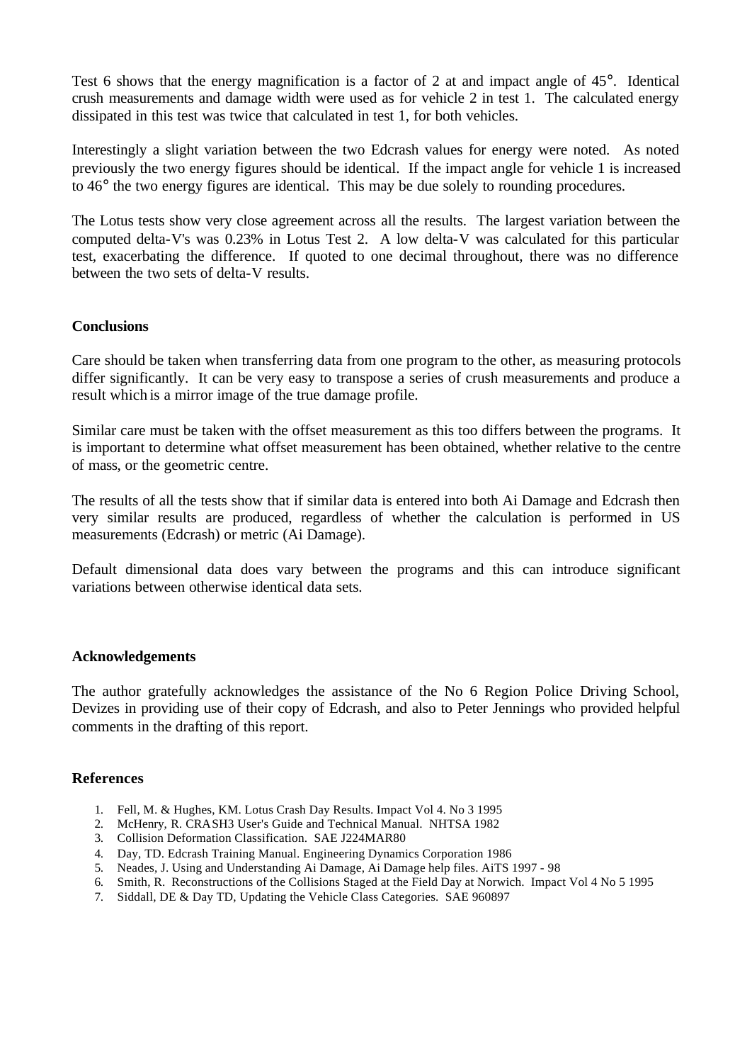Test 6 shows that the energy magnification is a factor of 2 at and impact angle of 45°. Identical crush measurements and damage width were used as for vehicle 2 in test 1. The calculated energy dissipated in this test was twice that calculated in test 1, for both vehicles.

Interestingly a slight variation between the two Edcrash values for energy were noted. As noted previously the two energy figures should be identical. If the impact angle for vehicle 1 is increased to 46° the two energy figures are identical. This may be due solely to rounding procedures.

The Lotus tests show very close agreement across all the results. The largest variation between the computed delta-V's was 0.23% in Lotus Test 2. A low delta-V was calculated for this particular test, exacerbating the difference. If quoted to one decimal throughout, there was no difference between the two sets of delta-V results.

## Conclusions

Care should be taken when transferring data from one program to the other, as measuring protocols differ significantly. It can be very easy to transpose a series of crush measurements and produce a result which is a mirror image of the true damage profile.

Similar care must be taken with the offset measurement as this too differs between the programs. It is important to determine what offset measurement has been obtained, whether relative to the centre of mass, or the geometric centre.

The results of all the tests show that if similar data is entered into both Ai Damage and Edcrash then very similar results are produced, regardless of whether the calculation is performed in US measurements (Edcrash) or metric (Ai Damage).

Default dimensional data does vary between the programs and this can introduce significant variations between otherwise identical data sets.

## Acknowledgements

The author gratefully acknowledges the assistance of the No 6 Region Police Driving School, Devizes in providing use of their copy of Edcrash, and also to Peter Jennings who provided helpful comments in the drafting of this report.

## References

1. Fell, M. & Hughes, KM. Lotus Crash Day Results. Impact Vol 4. No 3 1995
2. McHenry, R. CRASH3 User's Guide and Technical Manual. NHTSA 1982
3. Collision Deformation Classification. SAE J224MAR80
4. Day, TD. Edcrash Training Manual. Engineering Dynamics Corporation 1986
5. Neades, J. Using and Understanding Ai Damage, Ai Damage help files. AiTS 1997 - 98
6. Smith, R. Reconstructions of the Collisions Staged at the Field Day at Norwich. Impact Vol 4 No 5 1995
7. Siddall, DE & Day TD, Updating the Vehicle Class Categories. SAE 960897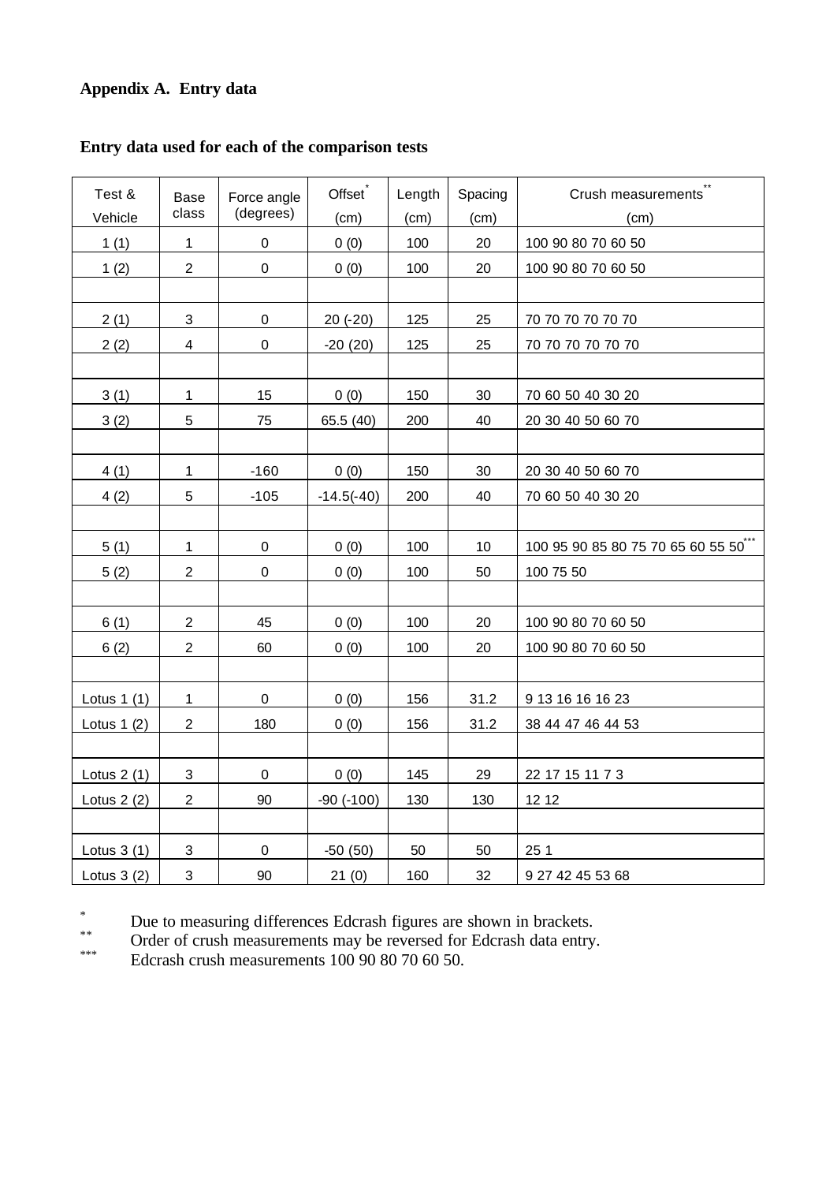**Appendix A. Entry data**

**Entry data used for each of the comparison tests**

| Test & Vehicle | Base class | Force angle (degrees) | Offset* (cm) | Length (cm) | Spacing (cm) | Crush measurements** (cm) |
|---|---|---|---|---|---|---|
| 1 (1) | 1 | 0 | 0 (0) | 100 | 20 | 100 90 80 70 60 50 |
| 1 (2) | 2 | 0 | 0 (0) | 100 | 20 | 100 90 80 70 60 50 |
| | | | | | | |
| 2 (1) | 3 | 0 | 20 (-20) | 125 | 25 | 70 70 70 70 70 70 |
| 2 (2) | 4 | 0 | -20 (20) | 125 | 25 | 70 70 70 70 70 70 |
| | | | | | | |
| 3 (1) | 1 | 15 | 0 (0) | 150 | 30 | 70 60 50 40 30 20 |
| 3 (2) | 5 | 75 | 65.5 (40) | 200 | 40 | 20 30 40 50 60 70 |
| | | | | | | |
| 4 (1) | 1 | -160 | 0 (0) | 150 | 30 | 20 30 40 50 60 70 |
| 4 (2) | 5 | -105 | -14.5(-40) | 200 | 40 | 70 60 50 40 30 20 |
| | | | | | | |
| 5 (1) | 1 | 0 | 0 (0) | 100 | 10 | 100 95 90 85 80 75 70 65 60 55 50*** |
| 5 (2) | 2 | 0 | 0 (0) | 100 | 50 | 100 75 50 |
| | | | | | | |
| 6 (1) | 2 | 45 | 0 (0) | 100 | 20 | 100 90 80 70 60 50 |
| 6 (2) | 2 | 60 | 0 (0) | 100 | 20 | 100 90 80 70 60 50 |
| | | | | | | |
| Lotus 1 (1) | 1 | 0 | 0 (0) | 156 | 31.2 | 9 13 16 16 16 23 |
| Lotus 1 (2) | 2 | 180 | 0 (0) | 156 | 31.2 | 38 44 47 46 44 53 |
| | | | | | | |
| Lotus 2 (1) | 3 | 0 | 0 (0) | 145 | 29 | 22 17 15 11 7 3 |
| Lotus 2 (2) | 2 | 90 | -90 (-100) | 130 | 130 | 12 12 |
| | | | | | | |
| Lotus 3 (1) | 3 | 0 | -50 (50) | 50 | 50 | 25 1 |
| Lotus 3 (2) | 3 | 90 | 21 (0) | 160 | 32 | 9 27 42 45 53 68 |

\* Due to measuring differences Edcrash figures are shown in brackets.

\*\* Order of crush measurements may be reversed for Edcrash data entry.

\*\*\* Edcrash crush measurements 100 90 80 70 60 50.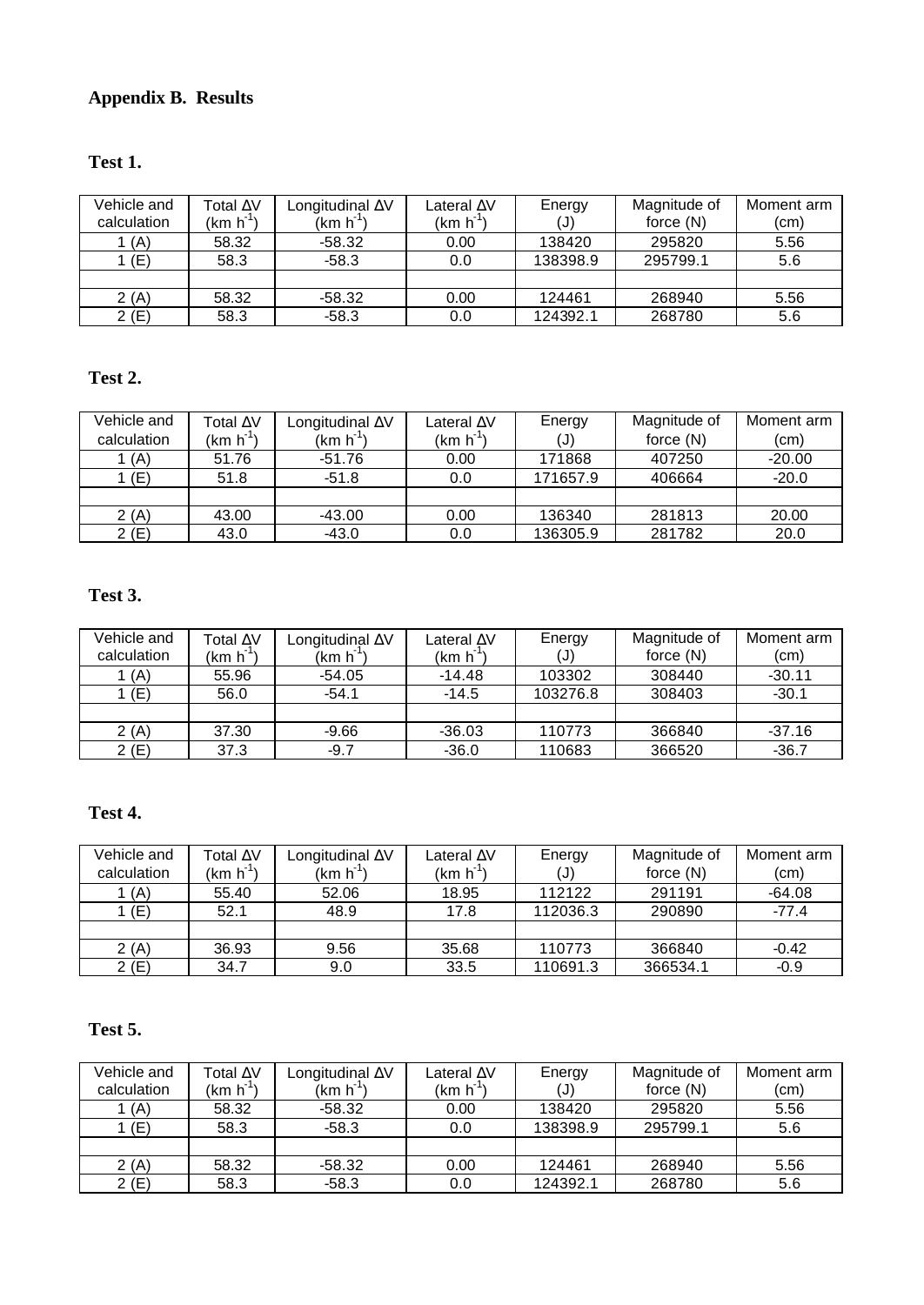## Appendix B. Results

### Test 1.

| Vehicle and calculation | Total ΔV ($km\ h^{-1}$) | Longitudinal ΔV ($km\ h^{-1}$) | Lateral ΔV ($km\ h^{-1}$) | Energy (J) | Magnitude of force (N) | Moment arm (cm) |
|---|---|---|---|---|---|---|
| 1 (A) | 58.32 | -58.32 | 0.00 | 138420 | 295820 | 5.56 |
| 1 (E) | 58.3 | -58.3 | 0.0 | 138398.9 | 295799.1 | 5.6 |
| | | | | | | |
| 2 (A) | 58.32 | -58.32 | 0.00 | 124461 | 268940 | 5.56 |
| 2 (E) | 58.3 | -58.3 | 0.0 | 124392.1 | 268780 | 5.6 |

### Test 2.

| Vehicle and calculation | Total ΔV ($km\ h^{-1}$) | Longitudinal ΔV ($km\ h^{-1}$) | Lateral ΔV ($km\ h^{-1}$) | Energy (J) | Magnitude of force (N) | Moment arm (cm) |
|---|---|---|---|---|---|---|
| 1 (A) | 51.76 | -51.76 | 0.00 | 171868 | 407250 | -20.00 |
| 1 (E) | 51.8 | -51.8 | 0.0 | 171657.9 | 406664 | -20.0 |
| | | | | | | |
| 2 (A) | 43.00 | -43.00 | 0.00 | 136340 | 281813 | 20.00 |
| 2 (E) | 43.0 | -43.0 | 0.0 | 136305.9 | 281782 | 20.0 |

### Test 3.

| Vehicle and calculation | Total ΔV ($km\ h^{-1}$) | Longitudinal ΔV ($km\ h^{-1}$) | Lateral ΔV ($km\ h^{-1}$) | Energy (J) | Magnitude of force (N) | Moment arm (cm) |
|---|---|---|---|---|---|---|
| 1 (A) | 55.96 | -54.05 | -14.48 | 103302 | 308440 | -30.11 |
| 1 (E) | 56.0 | -54.1 | -14.5 | 103276.8 | 308403 | -30.1 |
| | | | | | | |
| 2 (A) | 37.30 | -9.66 | -36.03 | 110773 | 366840 | -37.16 |
| 2 (E) | 37.3 | -9.7 | -36.0 | 110683 | 366520 | -36.7 |

### Test 4.

| Vehicle and calculation | Total ΔV ($km\ h^{-1}$) | Longitudinal ΔV ($km\ h^{-1}$) | Lateral ΔV ($km\ h^{-1}$) | Energy (J) | Magnitude of force (N) | Moment arm (cm) |
|---|---|---|---|---|---|---|
| 1 (A) | 55.40 | 52.06 | 18.95 | 112122 | 291191 | -64.08 |
| 1 (E) | 52.1 | 48.9 | 17.8 | 112036.3 | 290890 | -77.4 |
| | | | | | | |
| 2 (A) | 36.93 | 9.56 | 35.68 | 110773 | 366840 | -0.42 |
| 2 (E) | 34.7 | 9.0 | 33.5 | 110691.3 | 366534.1 | -0.9 |

### Test 5.

| Vehicle and calculation | Total ΔV ($km\ h^{-1}$) | Longitudinal ΔV ($km\ h^{-1}$) | Lateral ΔV ($km\ h^{-1}$) | Energy (J) | Magnitude of force (N) | Moment arm (cm) |
|---|---|---|---|---|---|---|
| 1 (A) | 58.32 | -58.32 | 0.00 | 138420 | 295820 | 5.56 |
| 1 (E) | 58.3 | -58.3 | 0.0 | 138398.9 | 295799.1 | 5.6 |
| | | | | | | |
| 2 (A) | 58.32 | -58.32 | 0.00 | 124461 | 268940 | 5.56 |
| 2 (E) | 58.3 | -58.3 | 0.0 | 124392.1 | 268780 | 5.6 |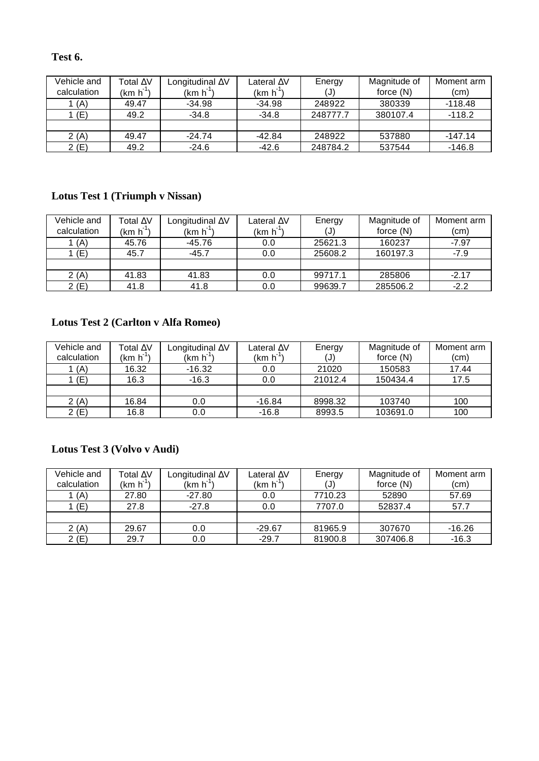**Test 6.**

| Vehicle and calculation | Total ΔV ($km\ h^{-1}$) | Longitudinal ΔV ($km\ h^{-1}$) | Lateral ΔV ($km\ h^{-1}$) | Energy (J) | Magnitude of force (N) | Moment arm (cm) |
|---|---|---|---|---|---|---|
| 1 (A) | 49.47 | -34.98 | -34.98 | 248922 | 380339 | -118.48 |
| 1 (E) | 49.2 | -34.8 | -34.8 | 248777.7 | 380107.4 | -118.2 |
| | | | | | | |
| 2 (A) | 49.47 | -24.74 | -42.84 | 248922 | 537880 | -147.14 |
| 2 (E) | 49.2 | -24.6 | -42.6 | 248784.2 | 537544 | -146.8 |

**Lotus Test 1 (Triumph v Nissan)**

| Vehicle and calculation | Total ΔV ($km\ h^{-1}$) | Longitudinal ΔV ($km\ h^{-1}$) | Lateral ΔV ($km\ h^{-1}$) | Energy (J) | Magnitude of force (N) | Moment arm (cm) |
|---|---|---|---|---|---|---|
| 1 (A) | 45.76 | -45.76 | 0.0 | 25621.3 | 160237 | -7.97 |
| 1 (E) | 45.7 | -45.7 | 0.0 | 25608.2 | 160197.3 | -7.9 |
| | | | | | | |
| 2 (A) | 41.83 | 41.83 | 0.0 | 99717.1 | 285806 | -2.17 |
| 2 (E) | 41.8 | 41.8 | 0.0 | 99639.7 | 285506.2 | -2.2 |

**Lotus Test 2 (Carlton v Alfa Romeo)**

| Vehicle and calculation | Total ΔV ($km\ h^{-1}$) | Longitudinal ΔV ($km\ h^{-1}$) | Lateral ΔV ($km\ h^{-1}$) | Energy (J) | Magnitude of force (N) | Moment arm (cm) |
|---|---|---|---|---|---|---|
| 1 (A) | 16.32 | -16.32 | 0.0 | 21020 | 150583 | 17.44 |
| 1 (E) | 16.3 | -16.3 | 0.0 | 21012.4 | 150434.4 | 17.5 |
| | | | | | | |
| 2 (A) | 16.84 | 0.0 | -16.84 | 8998.32 | 103740 | 100 |
| 2 (E) | 16.8 | 0.0 | -16.8 | 8993.5 | 103691.0 | 100 |

**Lotus Test 3 (Volvo v Audi)**

| Vehicle and calculation | Total ΔV ($km\ h^{-1}$) | Longitudinal ΔV ($km\ h^{-1}$) | Lateral ΔV ($km\ h^{-1}$) | Energy (J) | Magnitude of force (N) | Moment arm (cm) |
|---|---|---|---|---|---|---|
| 1 (A) | 27.80 | -27.80 | 0.0 | 7710.23 | 52890 | 57.69 |
| 1 (E) | 27.8 | -27.8 | 0.0 | 7707.0 | 52837.4 | 57.7 |
| | | | | | | |
| 2 (A) | 29.67 | 0.0 | -29.67 | 81965.9 | 307670 | -16.26 |
| 2 (E) | 29.7 | 0.0 | -29.7 | 81900.8 | 307406.8 | -16.3 |